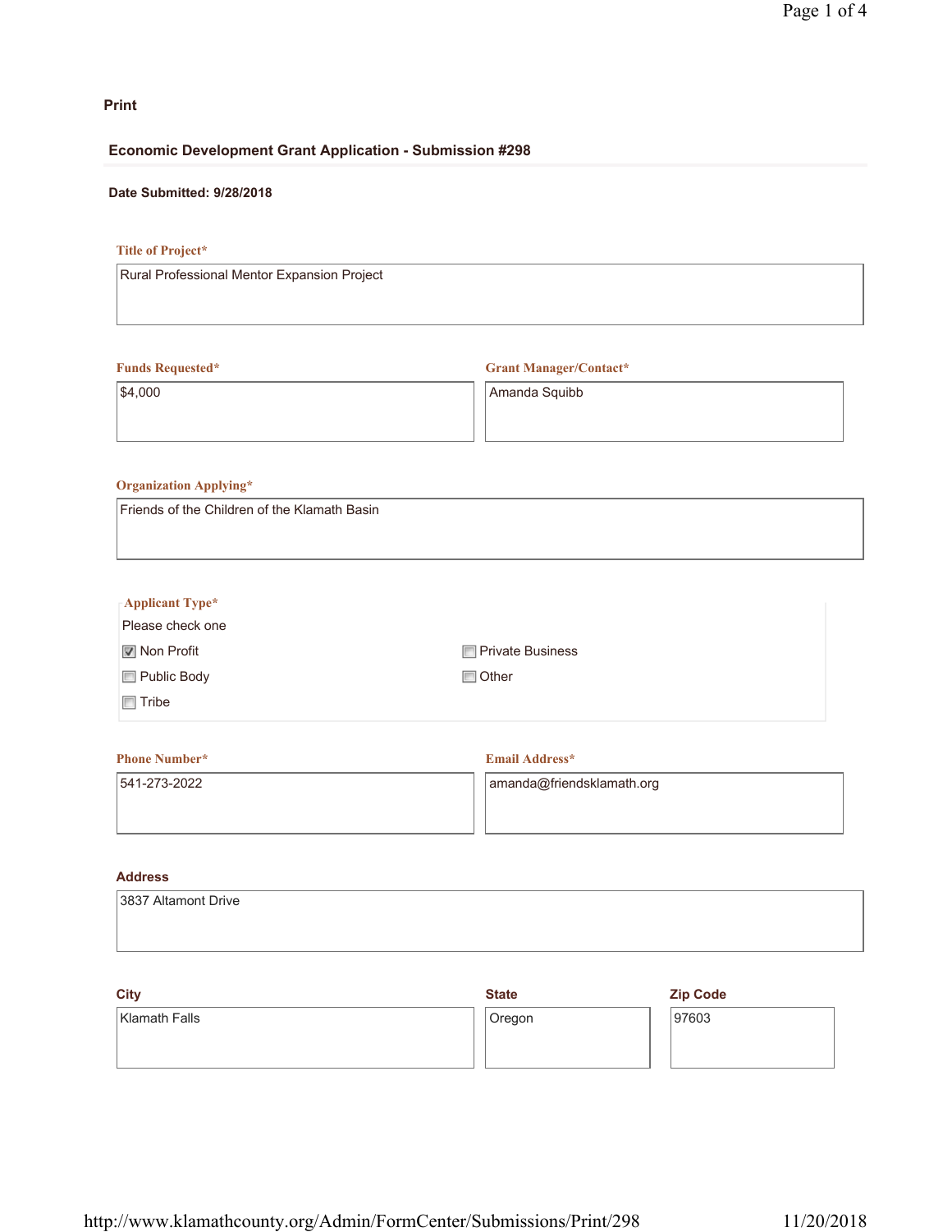**Print**

## Economic Development Grant Application - Submission #298

**Date Submitted: 9/28/2018**

**Title of Project***

Rural Professional Mentor Expansion Project

**Funds Requested***

$4,000

**Grant Manager/Contact***

Amanda Squibb

**Organization Applying***

Friends of the Children of the Klamath Basin

**Applicant Type***

Please check one

- [x] Non Profit
- [ ] Private Business
- [ ] Public Body
- [ ] Other
- [ ] Tribe

**Phone Number***

541-273-2022

**Email Address***

amanda@friendsklamath.org

**Address**

3837 Altamont Drive

**City**

Klamath Falls

**State**

Oregon

**Zip Code**

97603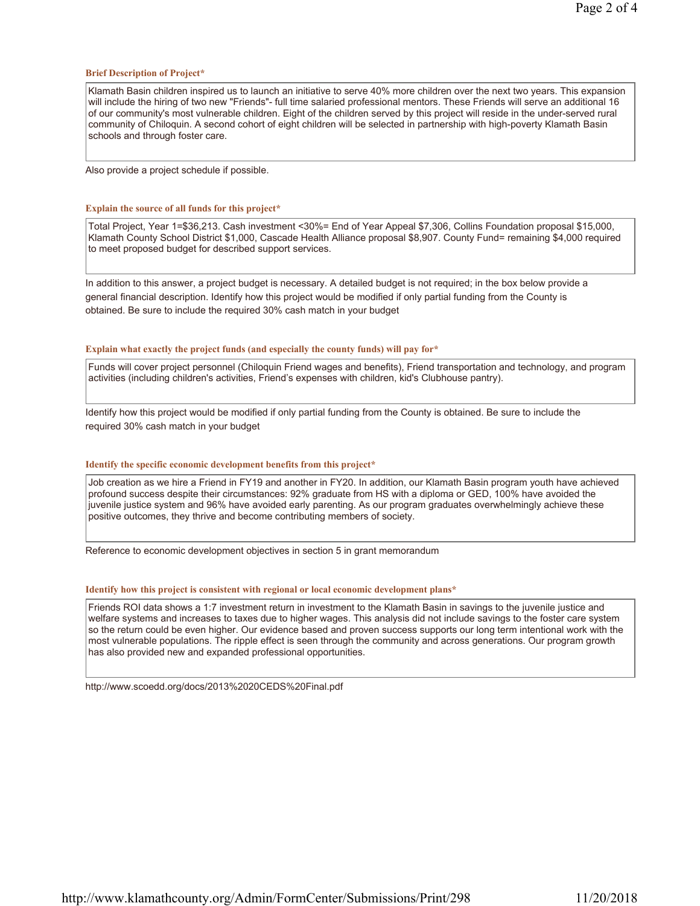**Brief Description of Project***

Klamath Basin children inspired us to launch an initiative to serve 40% more children over the next two years. This expansion will include the hiring of two new "Friends"- full time salaried professional mentors. These Friends will serve an additional 16 of our community's most vulnerable children. Eight of the children served by this project will reside in the under-served rural community of Chiloquin. A second cohort of eight children will be selected in partnership with high-poverty Klamath Basin schools and through foster care.

Also provide a project schedule if possible.

**Explain the source of all funds for this project***

Total Project, Year 1=$36,213. Cash investment <30%= End of Year Appeal $7,306, Collins Foundation proposal $15,000, Klamath County School District $1,000, Cascade Health Alliance proposal $8,907. County Fund= remaining $4,000 required to meet proposed budget for described support services.

In addition to this answer, a project budget is necessary. A detailed budget is not required; in the box below provide a general financial description. Identify how this project would be modified if only partial funding from the County is obtained. Be sure to include the required 30% cash match in your budget

**Explain what exactly the project funds (and especially the county funds) will pay for***

Funds will cover project personnel (Chiloquin Friend wages and benefits), Friend transportation and technology, and program activities (including children's activities, Friend's expenses with children, kid's Clubhouse pantry).

Identify how this project would be modified if only partial funding from the County is obtained. Be sure to include the required 30% cash match in your budget

**Identify the specific economic development benefits from this project***

Job creation as we hire a Friend in FY19 and another in FY20. In addition, our Klamath Basin program youth have achieved profound success despite their circumstances: 92% graduate from HS with a diploma or GED, 100% have avoided the juvenile justice system and 96% have avoided early parenting. As our program graduates overwhelmingly achieve these positive outcomes, they thrive and become contributing members of society.

Reference to economic development objectives in section 5 in grant memorandum

**Identify how this project is consistent with regional or local economic development plans***

Friends ROI data shows a 1:7 investment return in investment to the Klamath Basin in savings to the juvenile justice and welfare systems and increases to taxes due to higher wages. This analysis did not include savings to the foster care system so the return could be even higher. Our evidence based and proven success supports our long term intentional work with the most vulnerable populations. The ripple effect is seen through the community and across generations. Our program growth has also provided new and expanded professional opportunities.

http://www.scoedd.org/docs/2013%20CEDS%20Final.pdf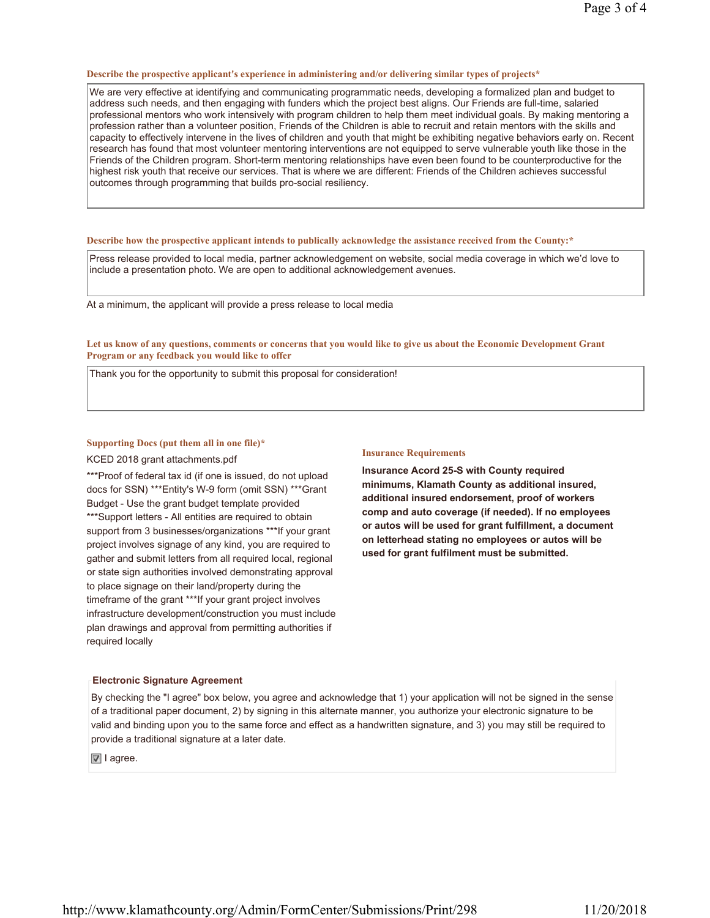**Describe the prospective applicant's experience in administering and/or delivering similar types of projects***

We are very effective at identifying and communicating programmatic needs, developing a formalized plan and budget to address such needs, and then engaging with funders which the project best aligns. Our Friends are full-time, salaried professional mentors who work intensively with program children to help them meet individual goals. By making mentoring a profession rather than a volunteer position, Friends of the Children is able to recruit and retain mentors with the skills and capacity to effectively intervene in the lives of children and youth that might be exhibiting negative behaviors early on. Recent research has found that most volunteer mentoring interventions are not equipped to serve vulnerable youth like those in the Friends of the Children program. Short-term mentoring relationships have even been found to be counterproductive for the highest risk youth that receive our services. That is where we are different: Friends of the Children achieves successful outcomes through programming that builds pro-social resiliency.

**Describe how the prospective applicant intends to publically acknowledge the assistance received from the County:***

Press release provided to local media, partner acknowledgement on website, social media coverage in which we'd love to include a presentation photo. We are open to additional acknowledgement avenues.

At a minimum, the applicant will provide a press release to local media

**Let us know of any questions, comments or concerns that you would like to give us about the Economic Development Grant Program or any feedback you would like to offer**

Thank you for the opportunity to submit this proposal for consideration!

**Supporting Docs (put them all in one file)***

KCED 2018 grant attachments.pdf

***Proof of federal tax id (if one is issued, do not upload docs for SSN) ***Entity's W-9 form (omit SSN) ***Grant Budget - Use the grant budget template provided ***Support letters - All entities are required to obtain support from 3 businesses/organizations ***If your grant project involves signage of any kind, you are required to gather and submit letters from all required local, regional or state sign authorities involved demonstrating approval to place signage on their land/property during the timeframe of the grant ***If your grant project involves infrastructure development/construction you must include plan drawings and approval from permitting authorities if required locally

**Insurance Requirements**

**Insurance Acord 25-S with County required minimums, Klamath County as additional insured, additional insured endorsement, proof of workers comp and auto coverage (if needed). If no employees or autos will be used for grant fulfillment, a document on letterhead stating no employees or autos will be used for grant fulfilment must be submitted.**

**Electronic Signature Agreement**

By checking the "I agree" box below, you agree and acknowledge that 1) your application will not be signed in the sense of a traditional paper document, 2) by signing in this alternate manner, you authorize your electronic signature to be valid and binding upon you to the same force and effect as a handwritten signature, and 3) you may still be required to provide a traditional signature at a later date.

☑ I agree.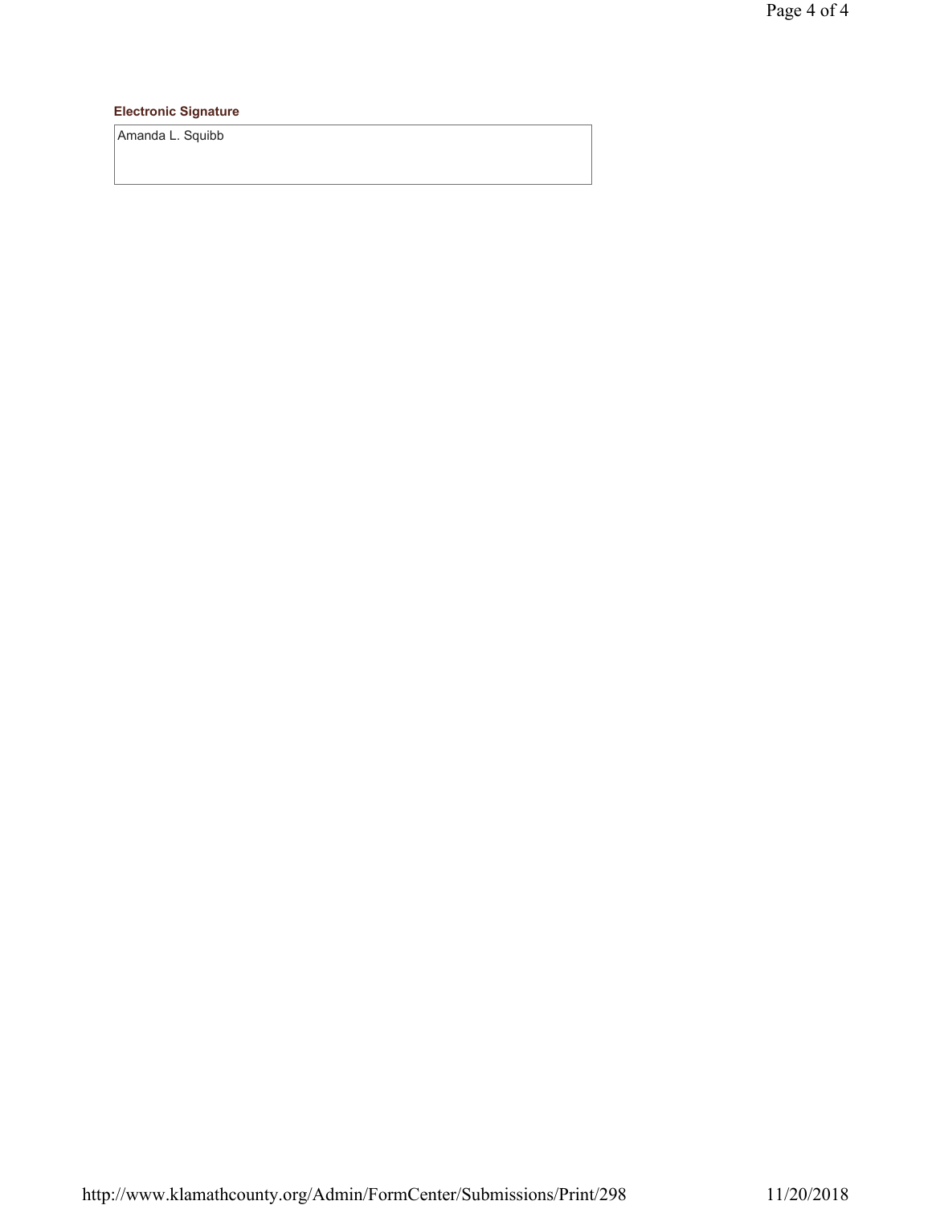**Electronic Signature**

Amanda L. Squibb